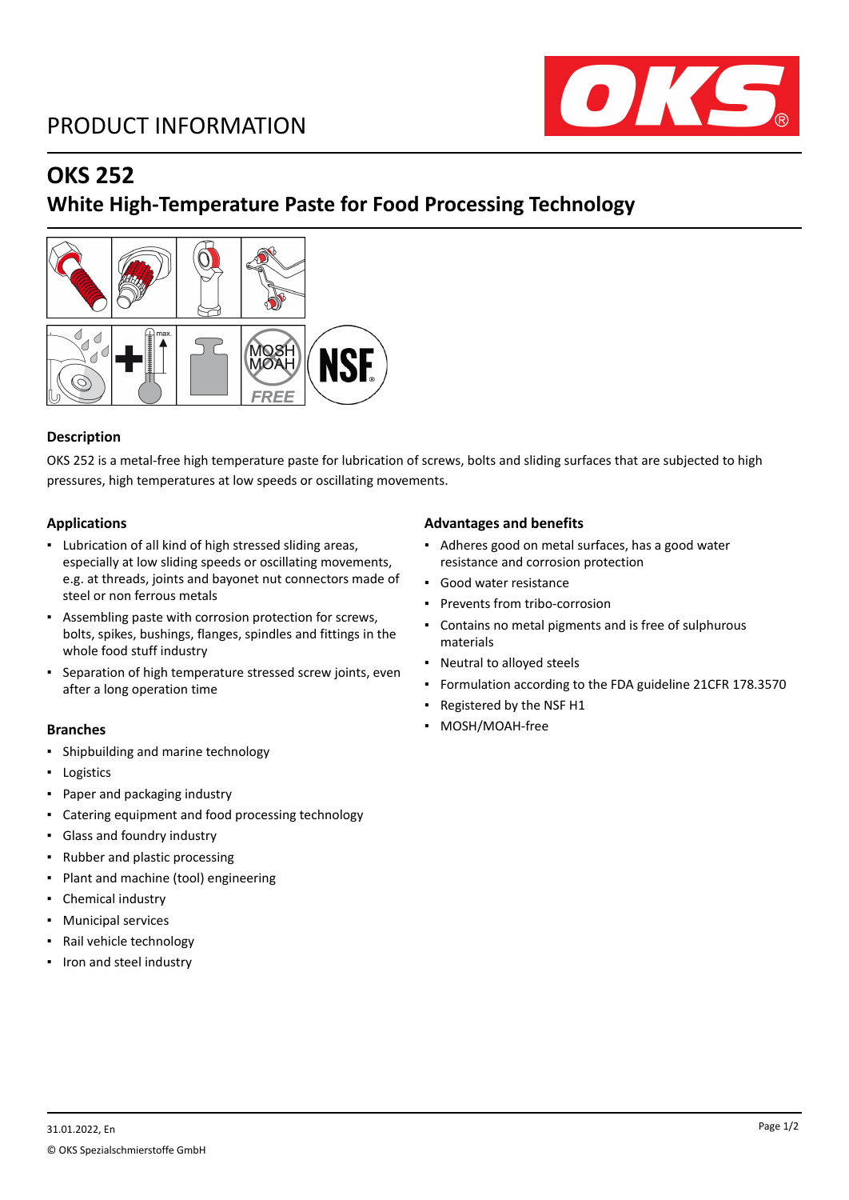# PRODUCT INFORMATION

## OKS 252

## White High-Temperature Paste for Food Processing Technology

### Description

OKS 252 is a metal-free high temperature paste for lubrication of screws, bolts and sliding surfaces that are subjected to high pressures, high temperatures at low speeds or oscillating movements.

### Applications

- Lubrication of all kind of high stressed sliding areas, especially at low sliding speeds or oscillating movements, e.g. at threads, joints and bayonet nut connectors made of steel or non ferrous metals
- Assembling paste with corrosion protection for screws, bolts, spikes, bushings, flanges, spindles and fittings in the whole food stuff industry
- Separation of high temperature stressed screw joints, even after a long operation time

### Branches

- Shipbuilding and marine technology
- Logistics
- Paper and packaging industry
- Catering equipment and food processing technology
- Glass and foundry industry
- Rubber and plastic processing
- Plant and machine (tool) engineering
- Chemical industry
- Municipal services
- Rail vehicle technology
- Iron and steel industry

### Advantages and benefits

- Adheres good on metal surfaces, has a good water resistance and corrosion protection
- Good water resistance
- Prevents from tribo-corrosion
- Contains no metal pigments and is free of sulphurous materials
- Neutral to alloyed steels
- Formulation according to the FDA guideline 21CFR 178.3570
- Registered by the NSF H1
- MOSH/MOAH-free

31.01.2022, En

© OKS Spezialschmierstoffe GmbH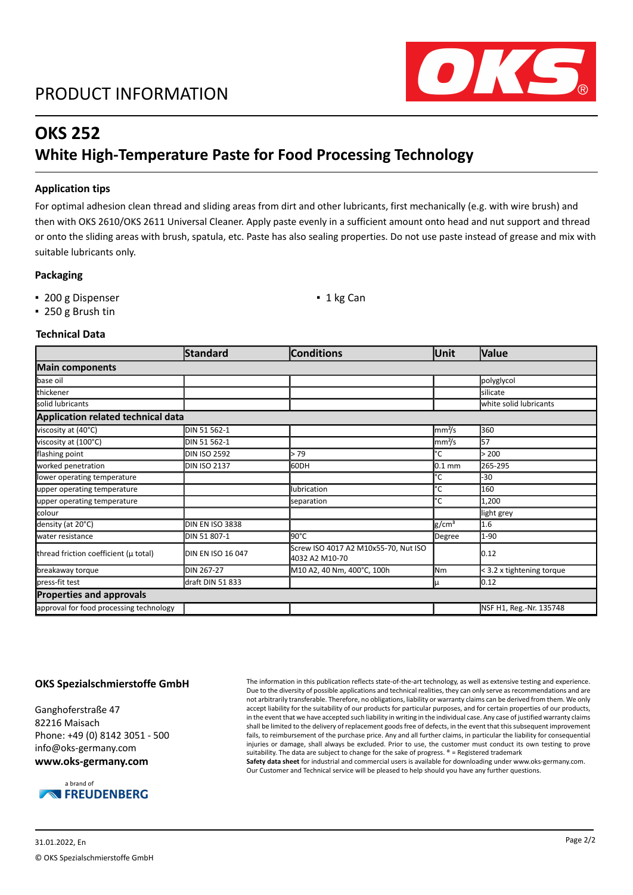# PRODUCT INFORMATION

## OKS 252

## White High-Temperature Paste for Food Processing Technology

### Application tips

For optimal adhesion clean thread and sliding areas from dirt and other lubricants, first mechanically (e.g. with wire brush) and then with OKS 2610/OKS 2611 Universal Cleaner. Apply paste evenly in a sufficient amount onto head and nut support and thread or onto the sliding areas with brush, spatula, etc. Paste has also sealing properties. Do not use paste instead of grease and mix with suitable lubricants only.

### Packaging

- 200 g Dispenser
- 250 g Brush tin
- 1 kg Can

### Technical Data

| | Standard | Conditions | Unit | Value |
|---|---|---|---|---|
| **Main components** | | | | |
| base oil | | | | polyglycol |
| thickener | | | | silicate |
| solid lubricants | | | | white solid lubricants |
| **Application related technical data** | | | | |
| viscosity at (40°C) | DIN 51 562-1 | | $mm^2/s$ | 360 |
| viscosity at (100°C) | DIN 51 562-1 | | $mm^2/s$ | 57 |
| flashing point | DIN ISO 2592 | > 79 | °C | > 200 |
| worked penetration | DIN ISO 2137 | 60DH | 0.1 mm | 265-295 |
| lower operating temperature | | | °C | -30 |
| upper operating temperature | | lubrication | °C | 160 |
| upper operating temperature | | separation | °C | 1,200 |
| colour | | | | light grey |
| density (at 20°C) | DIN EN ISO 3838 | | $g/cm^3$ | 1.6 |
| water resistance | DIN 51 807-1 | 90°C | Degree | 1-90 |
| thread friction coefficient (µ total) | DIN EN ISO 16 047 | Screw ISO 4017 A2 M10x55-70, Nut ISO 4032 A2 M10-70 | | 0.12 |
| breakaway torque | DIN 267-27 | M10 A2, 40 Nm, 400°C, 100h | Nm | < 3.2 x tightening torque |
| press-fit test | draft DIN 51 833 | | µ | 0.12 |
| **Properties and approvals** | | | | |
| approval for food processing technology | | | | NSF H1, Reg.-Nr. 135748 |

**OKS Spezialschmierstoffe GmbH**

Ganghoferstraße 47
82216 Maisach
Phone: +49 (0) 8142 3051 - 500
info@oks-germany.com
**www.oks-germany.com**

a brand of FREUDENBERG

The information in this publication reflects state-of-the-art technology, as well as extensive testing and experience. Due to the diversity of possible applications and technical realities, they can only serve as recommendations and are not arbitrarily transferable. Therefore, no obligations, liability or warranty claims can be derived from them. We only accept liability for the suitability of our products for particular purposes, and for certain properties of our products, in the event that we have accepted such liability in writing in the individual case. Any case of justified warranty claims shall be limited to the delivery of replacement goods free of defects, in the event that this subsequent improvement fails, to reimbursement of the purchase price. Any and all further claims, in particular the liability for consequential injuries or damage, shall always be excluded. Prior to use, the customer must conduct its own testing to prove suitability. The data are subject to change for the sake of progress. ® = Registered trademark
**Safety data sheet** for industrial and commercial users is available for downloading under www.oks-germany.com. Our Customer and Technical service will be pleased to help should you have any further questions.

31.01.2022, En

© OKS Spezialschmierstoffe GmbH